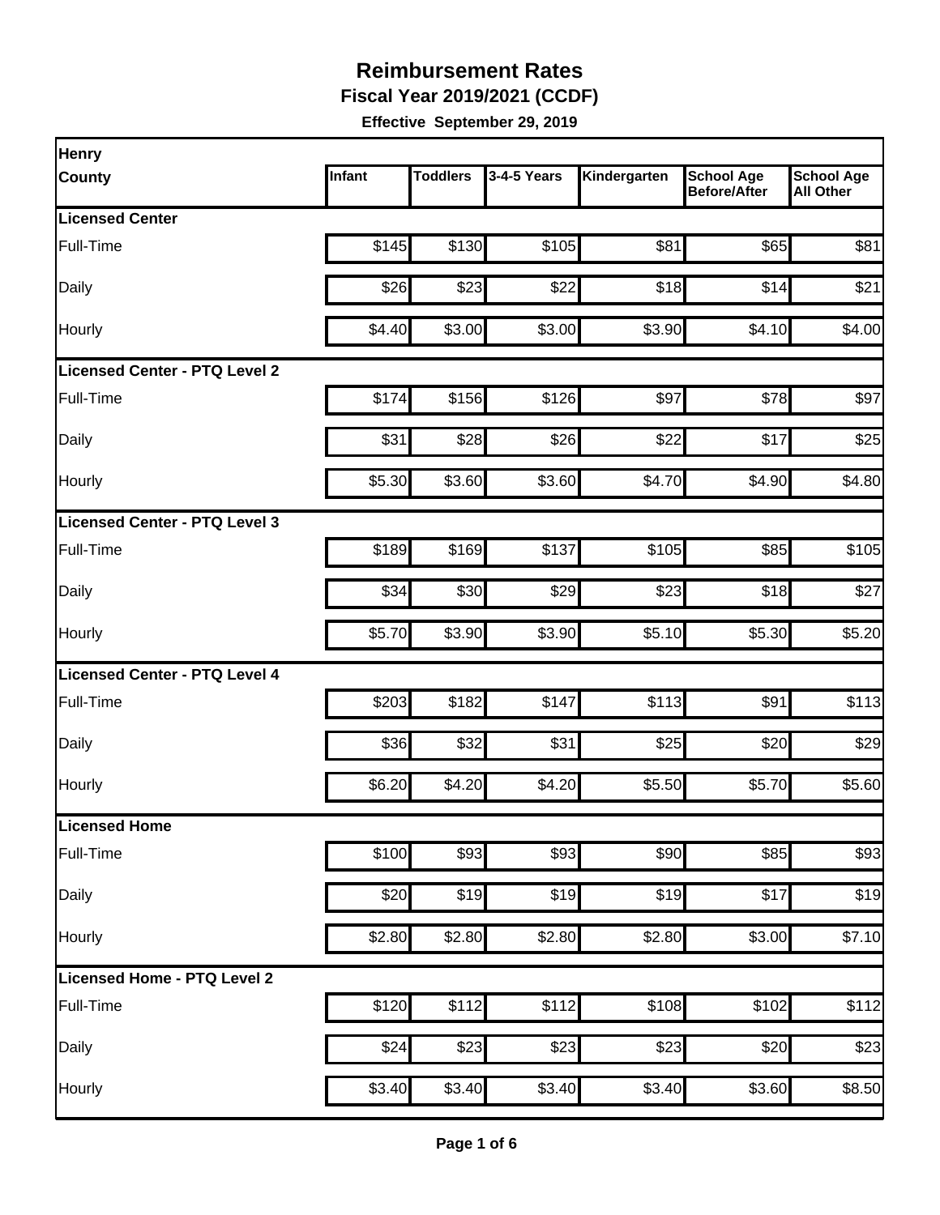# Reimbursement Rates

**Fiscal Year 2019/2021 (CCDF)**

**Effective September 29, 2019**

| Henry County | Infant | Toddlers | 3-4-5 Years | Kindergarten | School Age Before/After | School Age All Other |
|---|---|---|---|---|---|---|
| **Licensed Center** | | | | | | |
| Full-Time | $145 | $130 | $105 | $81 | $65 | $81 |
| Daily | $26 | $23 | $22 | $18 | $14 | $21 |
| Hourly | $4.40 | $3.00 | $3.00 | $3.90 | $4.10 | $4.00 |
| **Licensed Center - PTQ Level 2** | | | | | | |
| Full-Time | $174 | $156 | $126 | $97 | $78 | $97 |
| Daily | $31 | $28 | $26 | $22 | $17 | $25 |
| Hourly | $5.30 | $3.60 | $3.60 | $4.70 | $4.90 | $4.80 |
| **Licensed Center - PTQ Level 3** | | | | | | |
| Full-Time | $189 | $169 | $137 | $105 | $85 | $105 |
| Daily | $34 | $30 | $29 | $23 | $18 | $27 |
| Hourly | $5.70 | $3.90 | $3.90 | $5.10 | $5.30 | $5.20 |
| **Licensed Center - PTQ Level 4** | | | | | | |
| Full-Time | $203 | $182 | $147 | $113 | $91 | $113 |
| Daily | $36 | $32 | $31 | $25 | $20 | $29 |
| Hourly | $6.20 | $4.20 | $4.20 | $5.50 | $5.70 | $5.60 |
| **Licensed Home** | | | | | | |
| Full-Time | $100 | $93 | $93 | $90 | $85 | $93 |
| Daily | $20 | $19 | $19 | $19 | $17 | $19 |
| Hourly | $2.80 | $2.80 | $2.80 | $2.80 | $3.00 | $7.10 |
| **Licensed Home - PTQ Level 2** | | | | | | |
| Full-Time | $120 | $112 | $112 | $108 | $102 | $112 |
| Daily | $24 | $23 | $23 | $23 | $20 | $23 |
| Hourly | $3.40 | $3.40 | $3.40 | $3.40 | $3.60 | $8.50 |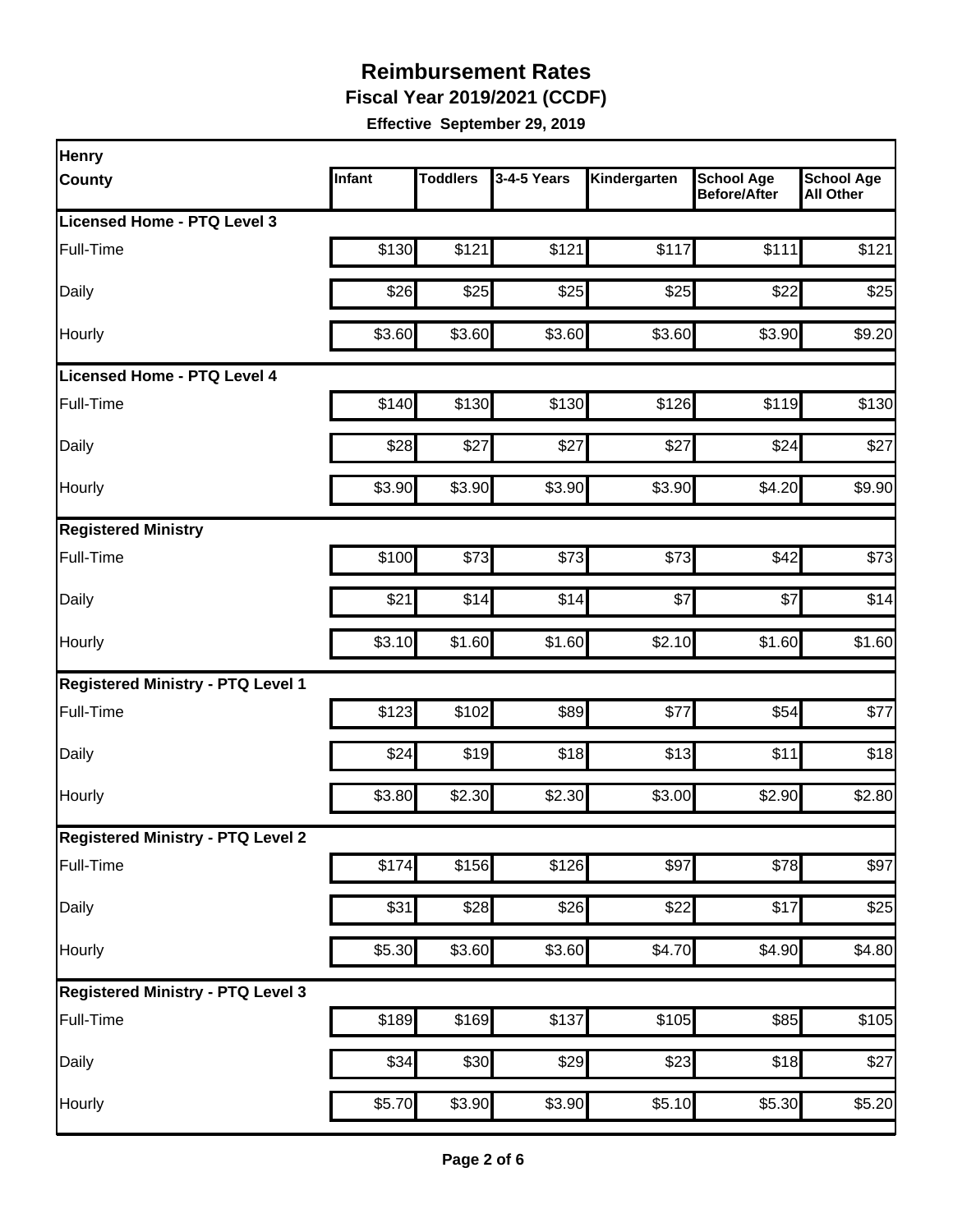# Reimbursement Rates

**Fiscal Year 2019/2021 (CCDF)**

**Effective September 29, 2019**

| Henry County | Infant | Toddlers | 3-4-5 Years | Kindergarten | School Age Before/After | School Age All Other |
|---|---|---|---|---|---|---|
| **Licensed Home - PTQ Level 3** | | | | | | |
| Full-Time | $130 | $121 | $121 | $117 | $111 | $121 |
| Daily | $26 | $25 | $25 | $25 | $22 | $25 |
| Hourly | $3.60 | $3.60 | $3.60 | $3.60 | $3.90 | $9.20 |
| **Licensed Home - PTQ Level 4** | | | | | | |
| Full-Time | $140 | $130 | $130 | $126 | $119 | $130 |
| Daily | $28 | $27 | $27 | $27 | $24 | $27 |
| Hourly | $3.90 | $3.90 | $3.90 | $3.90 | $4.20 | $9.90 |
| **Registered Ministry** | | | | | | |
| Full-Time | $100 | $73 | $73 | $73 | $42 | $73 |
| Daily | $21 | $14 | $14 | $7 | $7 | $14 |
| Hourly | $3.10 | $1.60 | $1.60 | $2.10 | $1.60 | $1.60 |
| **Registered Ministry - PTQ Level 1** | | | | | | |
| Full-Time | $123 | $102 | $89 | $77 | $54 | $77 |
| Daily | $24 | $19 | $18 | $13 | $11 | $18 |
| Hourly | $3.80 | $2.30 | $2.30 | $3.00 | $2.90 | $2.80 |
| **Registered Ministry - PTQ Level 2** | | | | | | |
| Full-Time | $174 | $156 | $126 | $97 | $78 | $97 |
| Daily | $31 | $28 | $26 | $22 | $17 | $25 |
| Hourly | $5.30 | $3.60 | $3.60 | $4.70 | $4.90 | $4.80 |
| **Registered Ministry - PTQ Level 3** | | | | | | |
| Full-Time | $189 | $169 | $137 | $105 | $85 | $105 |
| Daily | $34 | $30 | $29 | $23 | $18 | $27 |
| Hourly | $5.70 | $3.90 | $3.90 | $5.10 | $5.30 | $5.20 |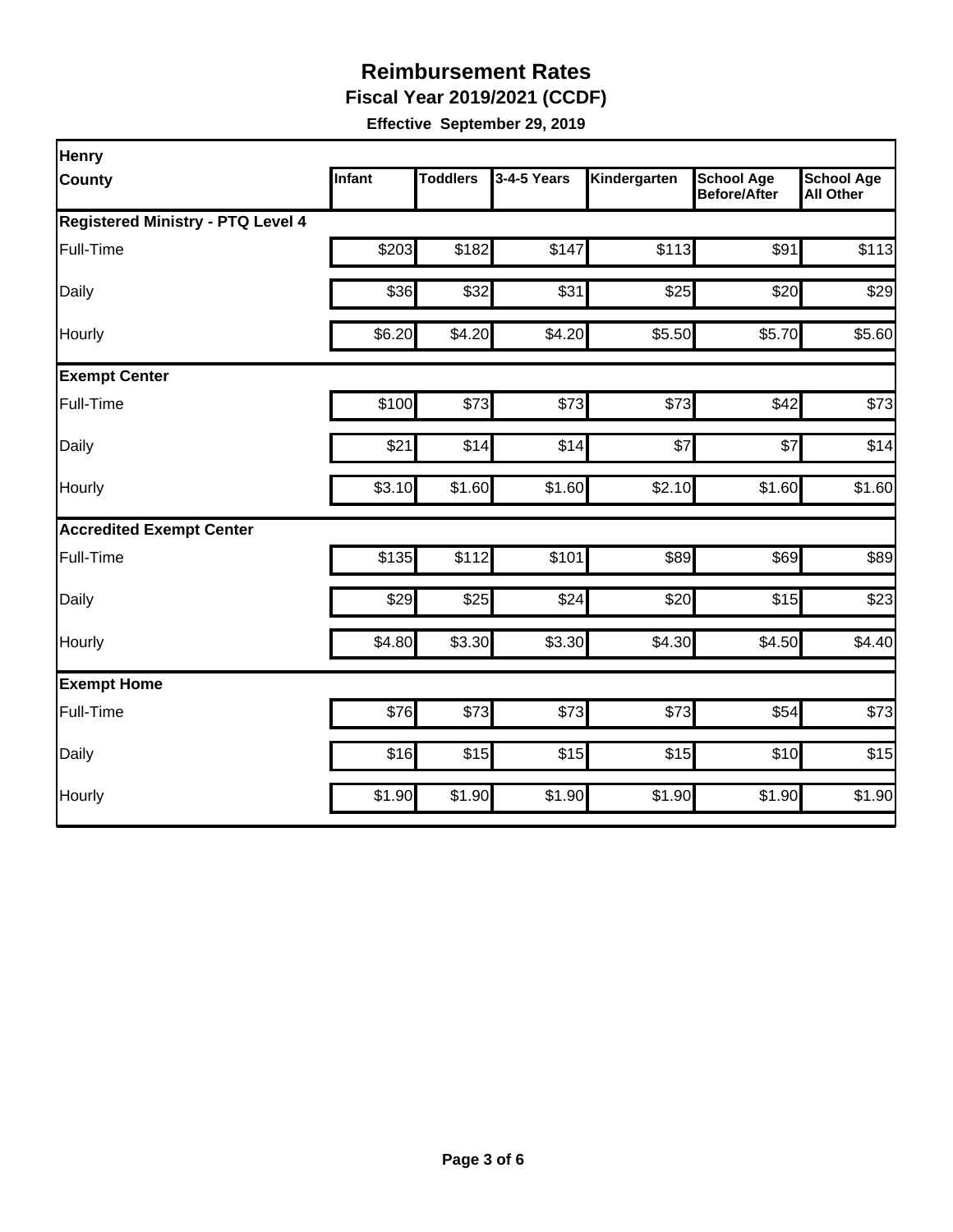# Reimbursement Rates

**Fiscal Year 2019/2021 (CCDF)**

**Effective September 29, 2019**

| Henry County | Infant | Toddlers | 3-4-5 Years | Kindergarten | School Age Before/After | School Age All Other |
|---|---|---|---|---|---|---|
| **Registered Ministry - PTQ Level 4** | | | | | | |
| Full-Time | $203 | $182 | $147 | $113 | $91 | $113 |
| Daily | $36 | $32 | $31 | $25 | $20 | $29 |
| Hourly | $6.20 | $4.20 | $4.20 | $5.50 | $5.70 | $5.60 |
| **Exempt Center** | | | | | | |
| Full-Time | $100 | $73 | $73 | $73 | $42 | $73 |
| Daily | $21 | $14 | $14 | $7 | $7 | $14 |
| Hourly | $3.10 | $1.60 | $1.60 | $2.10 | $1.60 | $1.60 |
| **Accredited Exempt Center** | | | | | | |
| Full-Time | $135 | $112 | $101 | $89 | $69 | $89 |
| Daily | $29 | $25 | $24 | $20 | $15 | $23 |
| Hourly | $4.80 | $3.30 | $3.30 | $4.30 | $4.50 | $4.40 |
| **Exempt Home** | | | | | | |
| Full-Time | $76 | $73 | $73 | $73 | $54 | $73 |
| Daily | $16 | $15 | $15 | $15 | $10 | $15 |
| Hourly | $1.90 | $1.90 | $1.90 | $1.90 | $1.90 | $1.90 |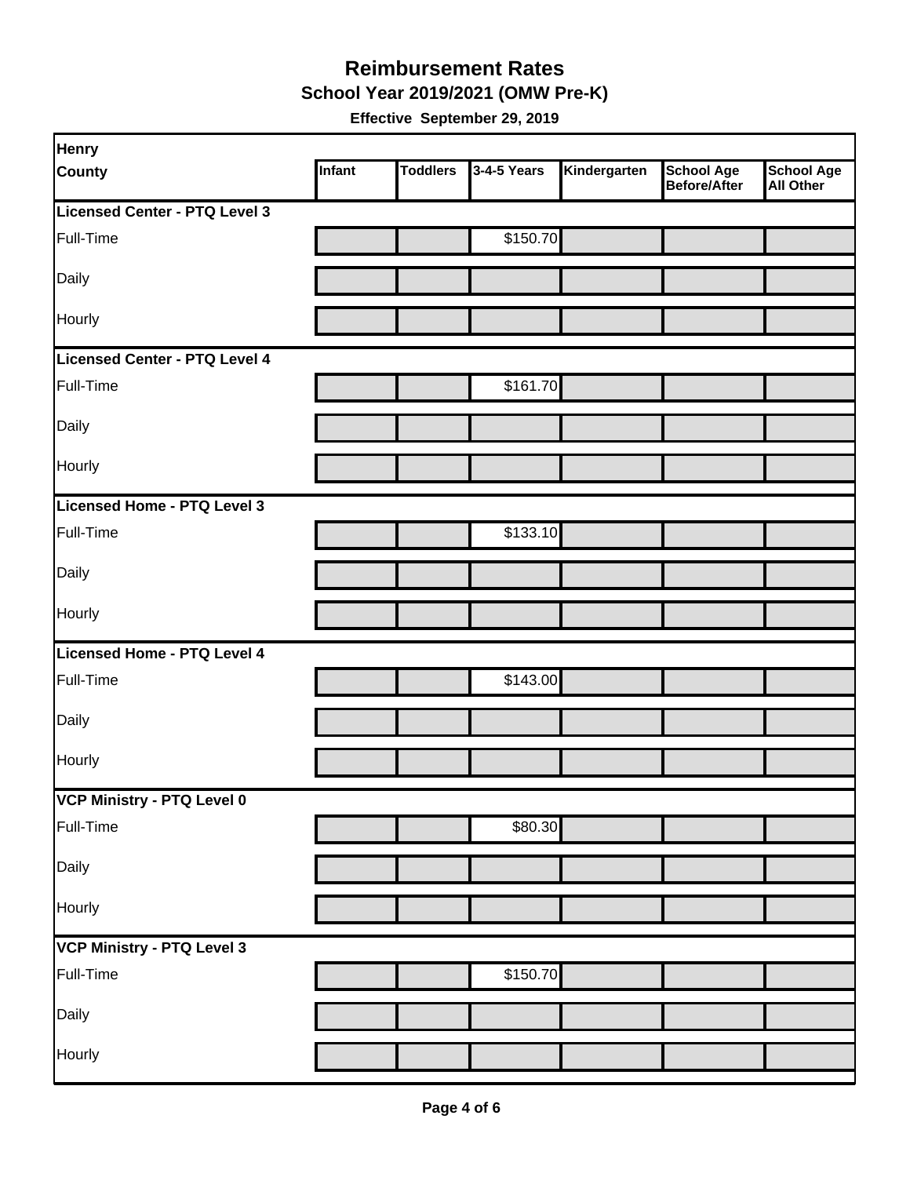# Reimbursement Rates

## School Year 2019/2021 (OMW Pre-K)

**Effective September 29, 2019**

| Henry County | Infant | Toddlers | 3-4-5 Years | Kindergarten | School Age Before/After | School Age All Other |
|---|---|---|---|---|---|---|
| **Licensed Center - PTQ Level 3** | | | | | | |
| Full-Time | | | $150.70 | | | |
| Daily | | | | | | |
| Hourly | | | | | | |
| **Licensed Center - PTQ Level 4** | | | | | | |
| Full-Time | | | $161.70 | | | |
| Daily | | | | | | |
| Hourly | | | | | | |
| **Licensed Home - PTQ Level 3** | | | | | | |
| Full-Time | | | $133.10 | | | |
| Daily | | | | | | |
| Hourly | | | | | | |
| **Licensed Home - PTQ Level 4** | | | | | | |
| Full-Time | | | $143.00 | | | |
| Daily | | | | | | |
| Hourly | | | | | | |
| **VCP Ministry - PTQ Level 0** | | | | | | |
| Full-Time | | | $80.30 | | | |
| Daily | | | | | | |
| Hourly | | | | | | |
| **VCP Ministry - PTQ Level 3** | | | | | | |
| Full-Time | | | $150.70 | | | |
| Daily | | | | | | |
| Hourly | | | | | | |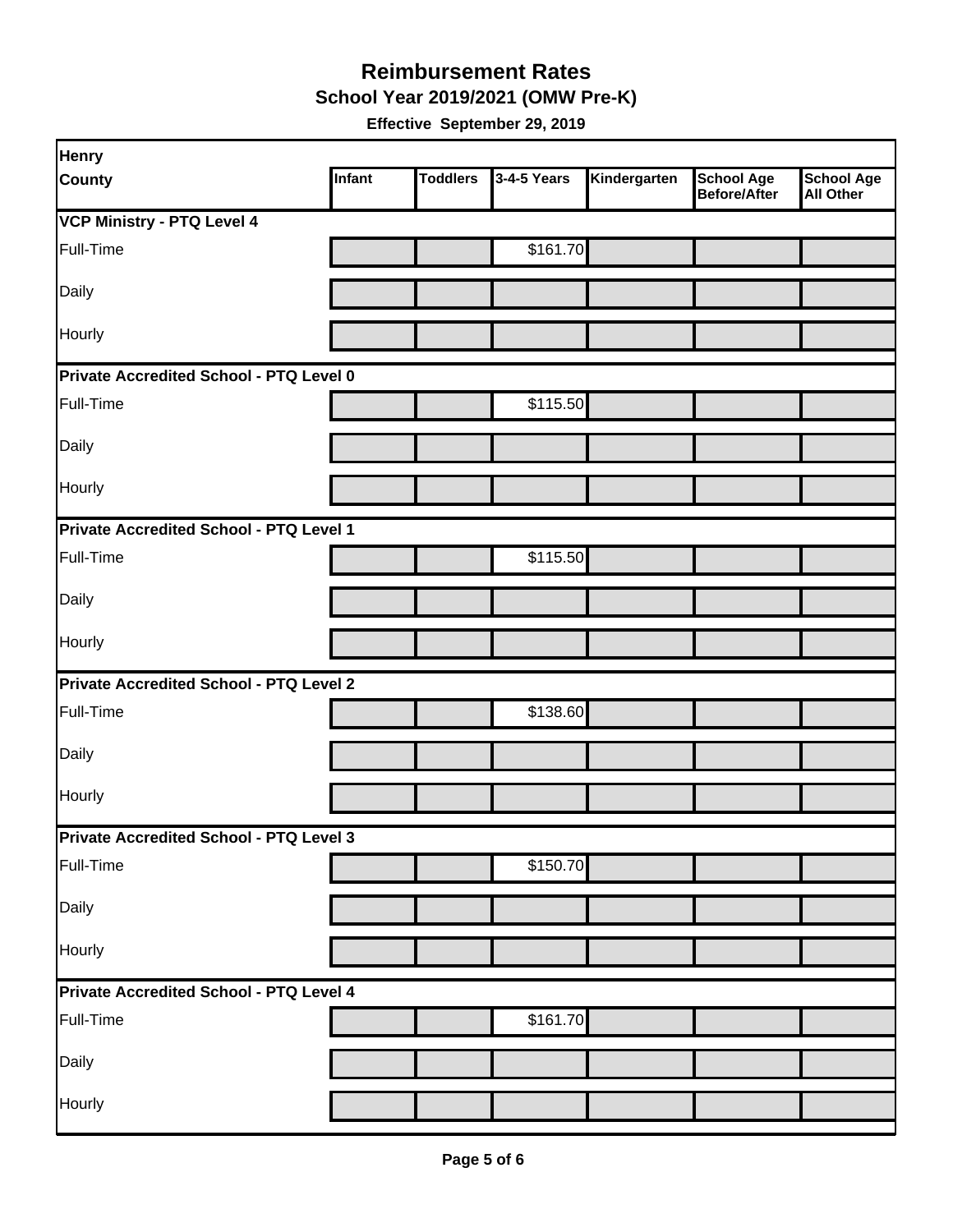# Reimbursement Rates

## School Year 2019/2021 (OMW Pre-K)

**Effective September 29, 2019**

| Henry County | Infant | Toddlers | 3-4-5 Years | Kindergarten | School Age Before/After | School Age All Other |
|---|---|---|---|---|---|---|
| **VCP Ministry - PTQ Level 4** | | | | | | |
| Full-Time | | | $161.70 | | | |
| Daily | | | | | | |
| Hourly | | | | | | |
| **Private Accredited School - PTQ Level 0** | | | | | | |
| Full-Time | | | $115.50 | | | |
| Daily | | | | | | |
| Hourly | | | | | | |
| **Private Accredited School - PTQ Level 1** | | | | | | |
| Full-Time | | | $115.50 | | | |
| Daily | | | | | | |
| Hourly | | | | | | |
| **Private Accredited School - PTQ Level 2** | | | | | | |
| Full-Time | | | $138.60 | | | |
| Daily | | | | | | |
| Hourly | | | | | | |
| **Private Accredited School - PTQ Level 3** | | | | | | |
| Full-Time | | | $150.70 | | | |
| Daily | | | | | | |
| Hourly | | | | | | |
| **Private Accredited School - PTQ Level 4** | | | | | | |
| Full-Time | | | $161.70 | | | |
| Daily | | | | | | |
| Hourly | | | | | | |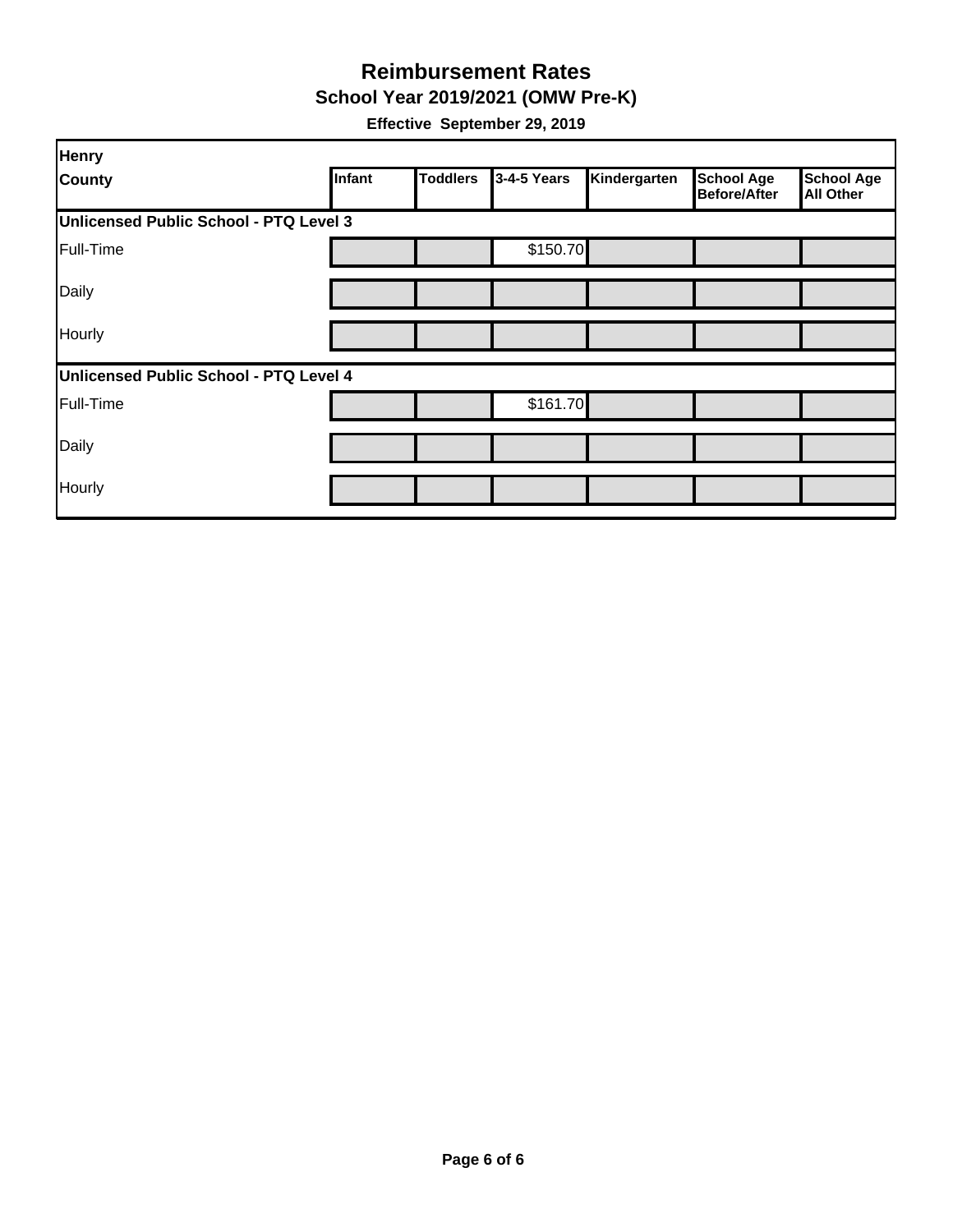# Reimbursement Rates

## School Year 2019/2021 (OMW Pre-K)

**Effective September 29, 2019**

| Henry County | Infant | Toddlers | 3-4-5 Years | Kindergarten | School Age Before/After | School Age All Other |
|---|---|---|---|---|---|---|
| **Unlicensed Public School - PTQ Level 3** | | | | | | |
| Full-Time | | | $150.70 | | | |
| Daily | | | | | | |
| Hourly | | | | | | |
| **Unlicensed Public School - PTQ Level 4** | | | | | | |
| Full-Time | | | $161.70 | | | |
| Daily | | | | | | |
| Hourly | | | | | | |